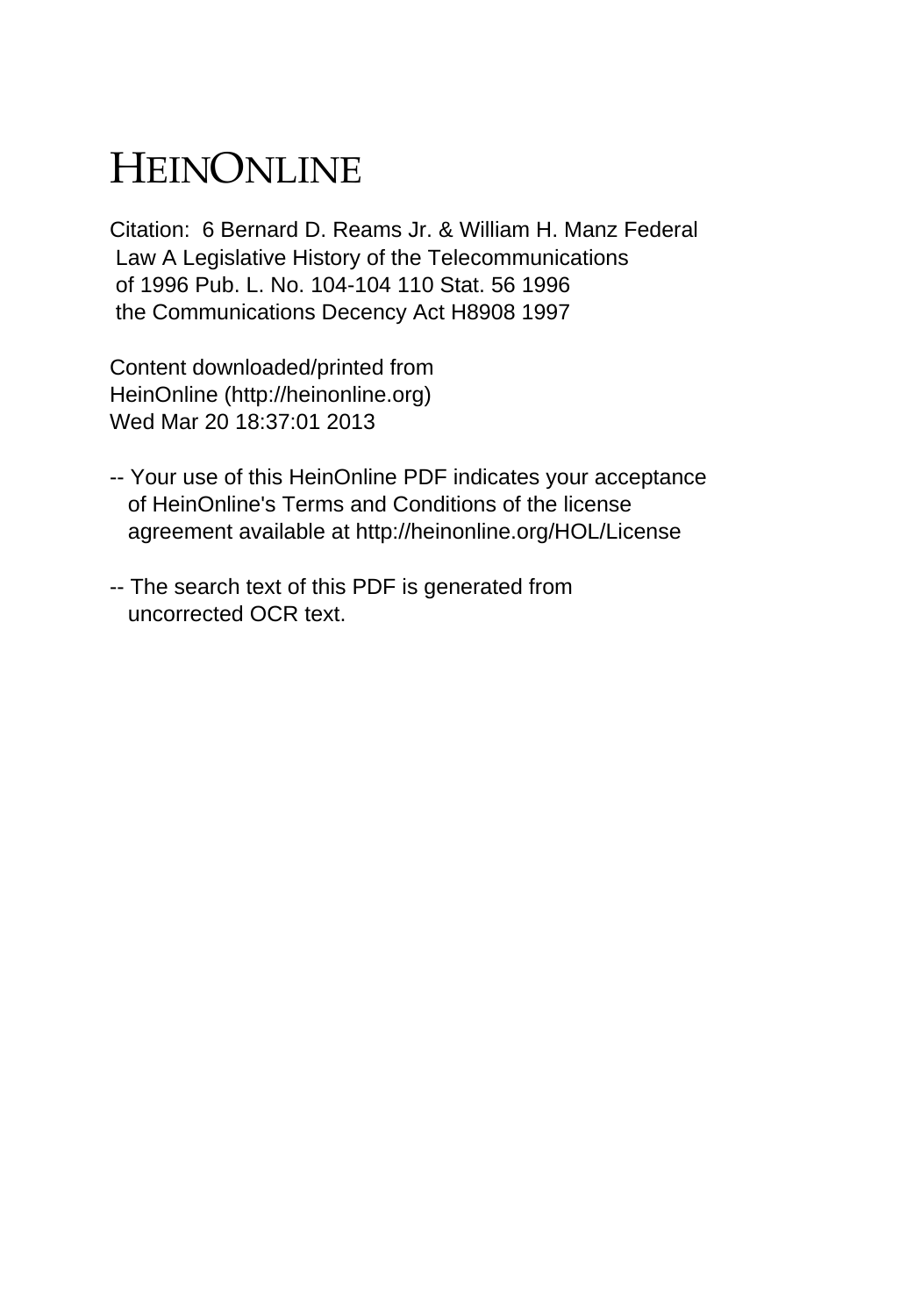# HEINONLINE

Citation: 6 Bernard D. Reams Jr. & William H. Manz Federal Law A Legislative History of the Telecommunications of 1996 Pub. L. No. 104-104 110 Stat. 56 1996 the Communications Decency Act H8908 1997

Content downloaded/printed from HeinOnline (http://heinonline.org) Wed Mar 20 18:37:01 2013

-- Your use of this HeinOnline PDF indicates your acceptance of HeinOnline's Terms and Conditions of the license agreement available at http://heinonline.org/HOL/License

-- The search text of this PDF is generated from uncorrected OCR text.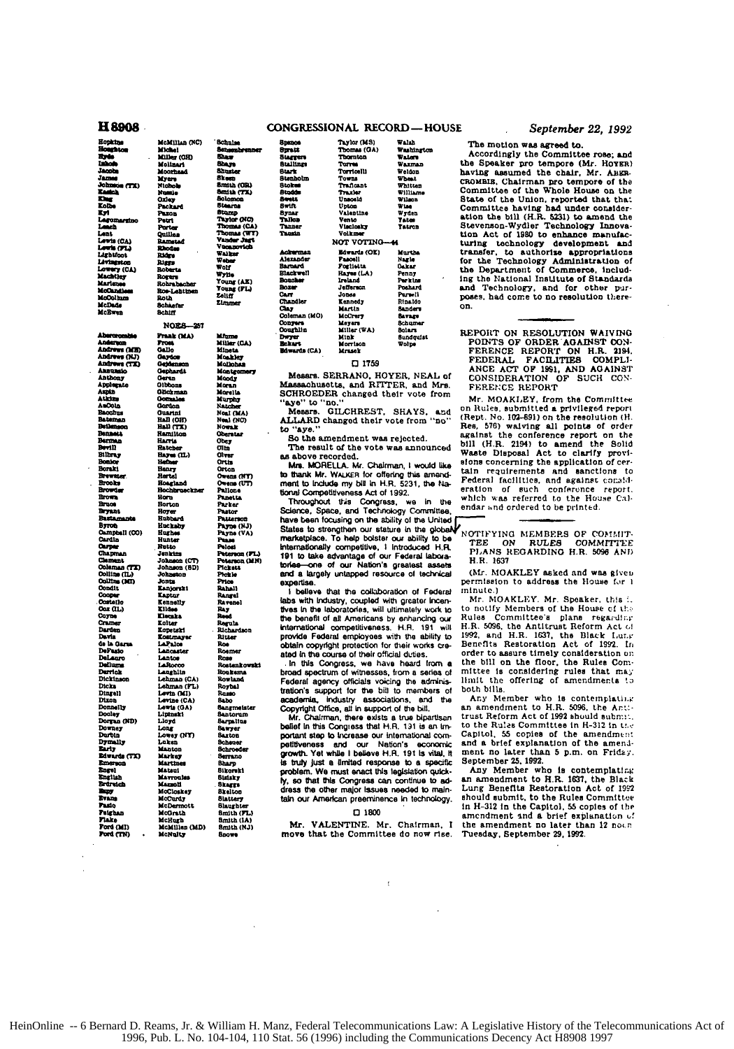Hopkins
Houghton
Hyde
Inhofe
Jacobs
James
Johnson (TX)
Kasich
King
Kolbe
Kyl
Lagomarsino
Leach
Lent
Lewis (CA)
Lewis (FL)
Lightfoot
Livingston
Lowery (CA)
Machtley
Marlenee
McCandless
McCollum
McDade
McEwen
McMillan (NC)
Michel
Miller (OH)
Molinari
Moorhead
Myers
Nichols
Nussle
Oxley
Packard
Paxon
Petri
Porter
Quillen
Ramstad
Rhodes
Ridge
Riggs
Roberts
Rogers
Rohrabacher
Ros-Lehtinen
Roth
Schaefer
Schiff
Schulze
Sensenbrenner
Shaw
Shays
Shuster
Skeen
Smith (OR)
Smith (TX)
Solomon
Stearns
Stump
Taylor (NC)
Thomas (CA)
Thomas (WY)
Vander Jagt
Vucanovich
Walker
Weber
Wolf
Wylie
Young (AK)
Young (FL)
Zeliff
Zimmer

## NOES—267

Abercrombie
Anderson
Andrews (ME)
Andrews (NJ)
Andrews (TX)
Annunzio
Anthony
Applegate
Aspin
Atkins
AuCoin
Bacchus
Bateman
Beilenson
Bennett
Berman
Bevill
Bilbray
Bonior
Borski
Brewster
Brooks
Browder
Brown
Bruce
Bryant
Bustamante
Byron
Campbell (CO)
Cardin
Carper
Chapman
Clement
Coleman (TX)
Collins (IL)
Collins (MI)
Condit
Cooper
Costello
Cox (IL)
Coyne
Cramer
Darden
Davis
de la Garza
DeFazio
DeLauro
Dellums
Derrick
Dickinson
Dicks
Dingell
Dixon
Donnelly
Dooley
Dorgan (ND)
Downey
Durbin
Dymally
Early
Edwards (TX)
Emerson
Engel
English
Erdreich
Espy
Evans
Fascio
Feighan
Flake
Ford (MI)
Ford (TN)
Frank (MA)
Frost
Gallo
Gaydos
Gejdenson
Gephardt
Geren
Gibbons
Glickman
Gonzalez
Gordon
Guarini
Hall (OH)
Hall (TX)
Hamilton
Harris
Hatcher
Hayes (IL)
Hefner
Henry
Hertel
Hoagland
Hochbrueckner
Horn
Horton
Hoyer
Hubbard
Huckaby
Hughes
Hunter
Hutto
Jenkins
Johnson (CT)
Johnson (SD)
Johnston
Jontz
Kanjorski
Kaptur
Kennelly
Kildee
Kleczka
Kolter
Kopetski
Kostmayer
LaFalce
Lancaster
Lantos
LaRocco
Laughlin
Lehman (CA)
Lehman (FL)
Levin (MI)
Levine (CA)
Lewis (GA)
Lipinski
Lloyd
Long
Lowey (NY)
Luken
Manton
Markey
Martinez
Matsui
Mavroules
Mazzoli
McCloskey
McCurdy
McDermott
McGrath
McHugh
McMillen (MD)
McNulty
Mfume
Miller (CA)
Mineta
Moakley
Mollohan
Montgomery
Moody
Moran
Morella
Murphy
Natcher
Neal (MA)
Neal (NC)
Nowak
Oberstar
Obey
Olin
Olver
Ortiz
Orton
Owens (NY)
Owens (UT)
Pallone
Panetta
Parker
Pastor
Patterson
Payne (NJ)
Payne (VA)
Pease
Pelosi
Peterson (FL)
Peterson (MN)
Pickett
Pickle
Price
Rahall
Rangel
Ravenel
Ray
Reed
Regula
Richardson
Ritter
Roe
Roemer
Rose
Rostenkowski
Roukema
Rowland
Roybal
Russo
Sabo
Sangmeister
Santorum
Sarpalius
Sawyer
Saxton
Scheuer
Schroeder
Serrano
Sharp
Sikorski
Sisisky
Skaggs
Skelton
Slattery
Slaughter
Smith (FL)
Smith (IA)
Smith (NJ)
Snowe
Spence
Spratt
Staggers
Stallings
Stark
Stenholm
Stokes
Studds
Sweet
Swift
Synar
Tallon
Tanner
Tauzin
Taylor (MS)
Thomas (GA)
Thornton
Torres
Torricelli
Towns
Traficant
Traxler
Unsoeld
Upton
Valentine
Vento
Visclosky
Volkmer
Walsh
Washington
Waters
Waxman
Weldon
Wheat
Whitten
Williams
Wilson
Wise
Wyden
Yates
Yatron

## NOT VOTING—44

Ackerman
Alexander
Barnard
Blackwell
Boucher
Boxer
Carr
Chandler
Clay
Coleman (MO)
Conyers
Coughlin
Dwyer
Eckart
Edwards (CA)
Edwards (OK)
Fascell
Foglietta
Hayes (LA)
Ireland
Jefferson
Jones
Kennedy
Martin
McCrery
Meyers
Miller (WA)
Mink
Morrison
Mrazek
Murtha
Nagle
Oakar
Penny
Perkins
Poshard
Pursell
Rinaldo
Sanders
Savage
Schumer
Solarz
Sundquist
Wolpe

☐ 1759

Messrs. SERRANO, HOYER, NEAL of Massachusetts, and RITTER, and Mrs. SCHROEDER changed their vote from "aye" to "no."

Messrs. GILCHREST, SHAYS, and ALLARD changed their vote from "no" to "aye."

So the amendment was rejected.

The result of the vote was announced as above recorded.

Mrs. MORELLA. Mr. Chairman, I would like to thank Mr. WALKER for offering this amendment to include my bill in H.R. 5231, the National Competitiveness Act of 1992.

Throughout this Congress, we in the Science, Space, and Technology Committee, have been focusing on the ability of the United States to strengthen our stature in the global marketplace. To help bolster our ability to be internationally competitive, I introduced H.R. 191 to take advantage of our Federal laboratories—one of our Nation's greatest assets and a largely untapped resource of technical expertise.

I believe that the collaboration of Federal labs with industry, coupled with greater incentives in the laboratories, will ultimately work to the benefit of all Americans by enhancing our international competitiveness. H.R. 191 will provide Federal employees with the ability to obtain copyright protection for their works created in the course of their official duties.

In this Congress, we have heard from a broad spectrum of witnesses, from a series of Federal agency officials voicing the administration's support for the bill to members of academia, industry associations, and the Copyright Office, all in support of the bill.

Mr. Chairman, there exists a true bipartisan belief in this Congress that H.R. 191 is an important step to increase our international competitiveness and our Nation's economic growth. Yet while I believe H.R. 191 is vital, it is truly just a limited response to a specific problem. We must enact this legislation quickly, so that this Congress can continue to address the other major issues needed to maintain our American preeminence in technology.

☐ 1800

Mr. VALENTINE. Mr. Chairman, I move that the Committee do now rise.

The motion was agreed to.

Accordingly the Committee rose; and the Speaker pro tempore (Mr. HOYER) having assumed the chair, Mr. ABERCROMBIE, Chairman pro tempore of the Committee of the Whole House on the State of the Union, reported that that Committee having had under consideration the bill (H.R. 5231) to amend the Stevenson-Wydler Technology Innovation Act of 1980 to enhance manufacturing technology development and transfer, to authorize appropriations for the Technology Administration of the Department of Commerce, including the National Institute of Standards and Technology, and for other purposes, had come to no resolution thereon.

## REPORT ON RESOLUTION WAIVING POINTS OF ORDER AGAINST CONFERENCE REPORT ON H.R. 2194, FEDERAL FACILITIES COMPLIANCE ACT OF 1991, AND AGAINST CONSIDERATION OF SUCH CONFERENCE REPORT

Mr. MOAKLEY, from the Committee on Rules, submitted a privileged report (Rept. No. 102-891) on the resolution (H. Res. 576) waiving all points of order against the conference report on the bill (H.R. 2194) to amend the Solid Waste Disposal Act to clarify provisions concerning the application of certain requirements and sanctions to Federal facilities, and against consideration of such conference report, which was referred to the House Calendar and ordered to be printed.

## NOTIFYING MEMBERS OF COMMITTEE ON RULES COMMITTEE PLANS REGARDING H.R. 5096 AND H.R. 1637

(Mr. MOAKLEY asked and was given permission to address the House for 1 minute.)

Mr. MOAKLEY. Mr. Speaker, this is to notify Members of the House of the Rules Committee's plans regarding H.R. 5096, the Antitrust Reform Act of 1992, and H.R. 1637, the Black Lung Benefits Restoration Act of 1992. In order to assure timely consideration on the bill on the floor, the Rules Committee is considering rules that may limit the offering of amendments to both bills.

Any Member who is contemplating an amendment to H.R. 5096, the Antitrust Reform Act of 1992 should submit, to the Rules Committee in H-312 in the Capitol, 55 copies of the amendment and a brief explanation of the amendment no later than 5 p.m. on Friday, September 25, 1992.

Any Member who is contemplating an amendment to H.R. 1637, the Black Lung Benefits Restoration Act of 1992 should submit, to the Rules Committee in H-312 in the Capitol, 55 copies of the amendment and a brief explanation of the amendment no later than 12 noon Tuesday, September 29, 1992.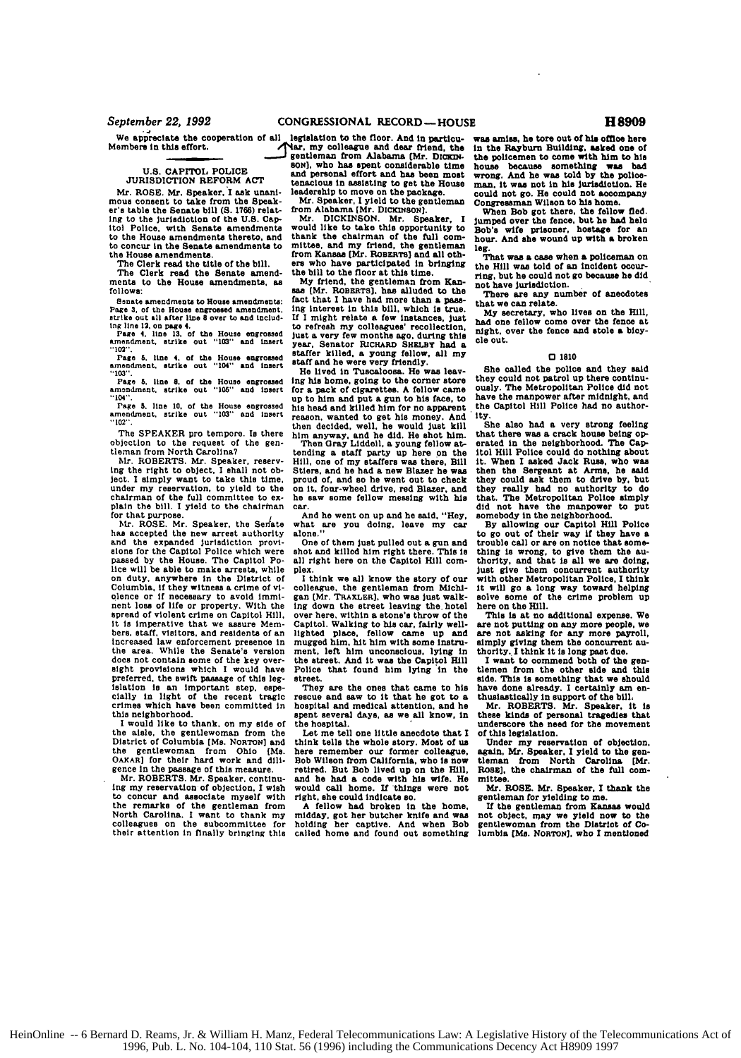We appreciate the cooperation of all Members in this effort.

## U.S. CAPITOL POLICE JURISDICTION REFORM ACT

Mr. ROSE. Mr. Speaker, I ask unanimous consent to take from the Speaker's table the Senate bill (S. 1766) relating to the jurisdiction of the U.S. Capitol Police, with Senate amendments to the House amendments thereto, and to concur in the Senate amendments to the House amendments.

The Clerk read the title of the bill.

The Clerk read the Senate amendments to the House amendments, as follows:

Senate amendments to House amendments:
Page 3, of the House engrossed amendment, strike out all after line 8 over to and including line 12, on page 4.
Page 4, line 13, of the House engrossed amendment, strike out "103" and insert "102".
Page 5, line 4, of the House engrossed amendment, strike out "104" and insert "103".
Page 5, line 8, of the House engrossed amendment, strike out "105" and insert "104".
Page 5, line 10, of the House engrossed amendment, strike out "103" and insert "102".

The SPEAKER pro tempore. Is there objection to the request of the gentleman from North Carolina?

Mr. ROBERTS. Mr. Speaker, reserving the right to object, I shall not object. I simply want to take this time, under my reservation, to yield to the chairman of the full committee to explain the bill. I yield to the chairman for that purpose.

Mr. ROSE. Mr. Speaker, the Senate has accepted the new arrest authority and the expanded jurisdiction provisions for the Capitol Police which were passed by the House. The Capitol Police will be able to make arrests, while on duty, anywhere in the District of Columbia, if they witness a crime of violence or if necessary to avoid imminent loss of life or property. With the spread of violent crime on Capitol Hill, it is imperative that we assure Members, staff, visitors, and residents of an increased law enforcement presence in the area. While the Senate's version does not contain some of the key oversight provisions which I would have preferred, the swift passage of this legislation is an important step, especially in light of the recent tragic crimes which have been committed in this neighborhood.

I would like to thank, on my side of the aisle, the gentlewoman from the District of Columbia [Ms. NORTON] and the gentlewoman from Ohio [Ms. OAKAR] for their hard work and diligence in the passage of this measure.

Mr. ROBERTS. Mr. Speaker, continuing my reservation of objection, I wish to concur and associate myself with the remarks of the gentleman from North Carolina. I want to thank my colleagues on the subcommittee for their attention in finally bringing this legislation to the floor. And in particular, my colleague and dear friend, the gentleman from Alabama [Mr. DICKINSON], who has spent considerable time and personal effort and has been most tenacious in assisting to get the House leadership to move on the package.

Mr. Speaker, I yield to the gentleman from Alabama [Mr. DICKINSON].

Mr. DICKINSON. Mr. Speaker, I would like to take this opportunity to thank the chairman of the full committee, and my friend, the gentleman from Kansas [Mr. ROBERTS] and all others who have participated in bringing the bill to the floor at this time.

My friend, the gentleman from Kansas [Mr. ROBERTS], has alluded to the fact that I have had more than a passing interest in this bill, which is true. If I might relate a few instances, just to refresh my colleagues' recollection, just a very few months ago, during this year, Senator RICHARD SHELBY had a staffer killed, a young fellow, all my staff and he were very friendly.

He lived in Tuscaloosa. He was leaving his home, going to the corner store for a pack of cigarettes. A fellow came up to him and put a gun to his face, to his head and killed him for no apparent reason, wanted to get his money. And then decided, well, he would just kill him anyway, and he did. He shot him.

Then Gray Liddell, a young fellow attending a staff party up here on the Hill, one of my staffers was there, Bill Stiers, and he had a new Blazer he was proud of, and so he went out to check on it, four-wheel drive, red Blazer, and he saw some fellow messing with his car.

And he went on up and he said, "Hey, what are you doing, leave my car alone."

One of them just pulled out a gun and shot and killed him right there. This is all right here on the Capitol Hill complex.

I think we all know the story of our colleague, the gentleman from Michigan [Mr. TRAXLER], who was just walking down the street leaving the hotel over here, within a stone's throw of the Capitol. Walking to his car, fairly well-lighted place, fellow came up and mugged him, hit him with some instrument, left him unconscious, lying in the street. And it was the Capitol Hill Police that found him lying in the street.

They are the ones that came to his rescue and saw to it that he got to a hospital and medical attention, and he spent several days, as we all know, in the hospital.

Let me tell one little anecdote that I think tells the whole story. Most of us here remember our former colleague, Bob Wilson from California, who is now retired. But Bob lived up on the Hill, and he had a code with his wife. He would call home. If things were not right, she could indicate so.

A fellow had broken in the home, midday, got her butcher knife and was holding her captive. And when Bob called home and found out something was amiss, he tore out of his office here in the Rayburn Building, asked one of the policemen to come with him to his house because something was bad wrong. And he was told by the policeman, it was not in his jurisdiction. He could not go. He could not accompany Congressman Wilson to his home.

When Bob got there, the fellow fled. He jumped over the fence, but he had held Bob's wife prisoner, hostage for an hour. And she wound up with a broken leg.

That was a case when a policeman on the Hill was told of an incident occurring, but he could not go because he did not have jurisdiction.

There are any number of anecdotes that we can relate.

My secretary, who lives on the Hill, had one fellow come over the fence at night, over the fence and stole a bicycle out.

☐ 1810

She called the police and they said they could not patrol up there continuously. The Metropolitan Police did not have the manpower after midnight, and the Capitol Hill Police had no authority.

She also had a very strong feeling that there was a crack house being operated in the neighborhood. The Capitol Hill Police could do nothing about it. When I asked Jack Russ, who was then the Sergeant at Arms, he said they could ask them to drive by, but they really had no authority to do that. The Metropolitan Police simply did not have the manpower to put somebody in the neighborhood.

By allowing our Capitol Hill Police to go out of their way if they have a trouble call or are on notice that something is wrong, to give them the authority, and that is all we are doing, just give them concurrent authority with other Metropolitan Police, I think it will go a long way toward helping solve some of the crime problem up here on the Hill.

This is at no additional expense. We are not putting on any more people, we are not asking for any more payroll, simply giving them the concurrent authority. I think it is long past due.

I want to commend both of the gentlemen from the other side and this side. This is something that we should have done already. I certainly am enthusiastically in support of the bill.

Mr. ROBERTS. Mr. Speaker, it is these kinds of personal tragedies that underscore the need for the movement of this legislation.

Under my reservation of objection, again, Mr. Speaker, I yield to the gentleman from North Carolina [Mr. ROSE], the chairman of the full committee.

Mr. ROSE. Mr. Speaker, I thank the gentleman for yielding to me.

If the gentleman from Kansas would not object, may we yield now to the gentlewoman from the District of Columbia [Ms. NORTON], who I mentioned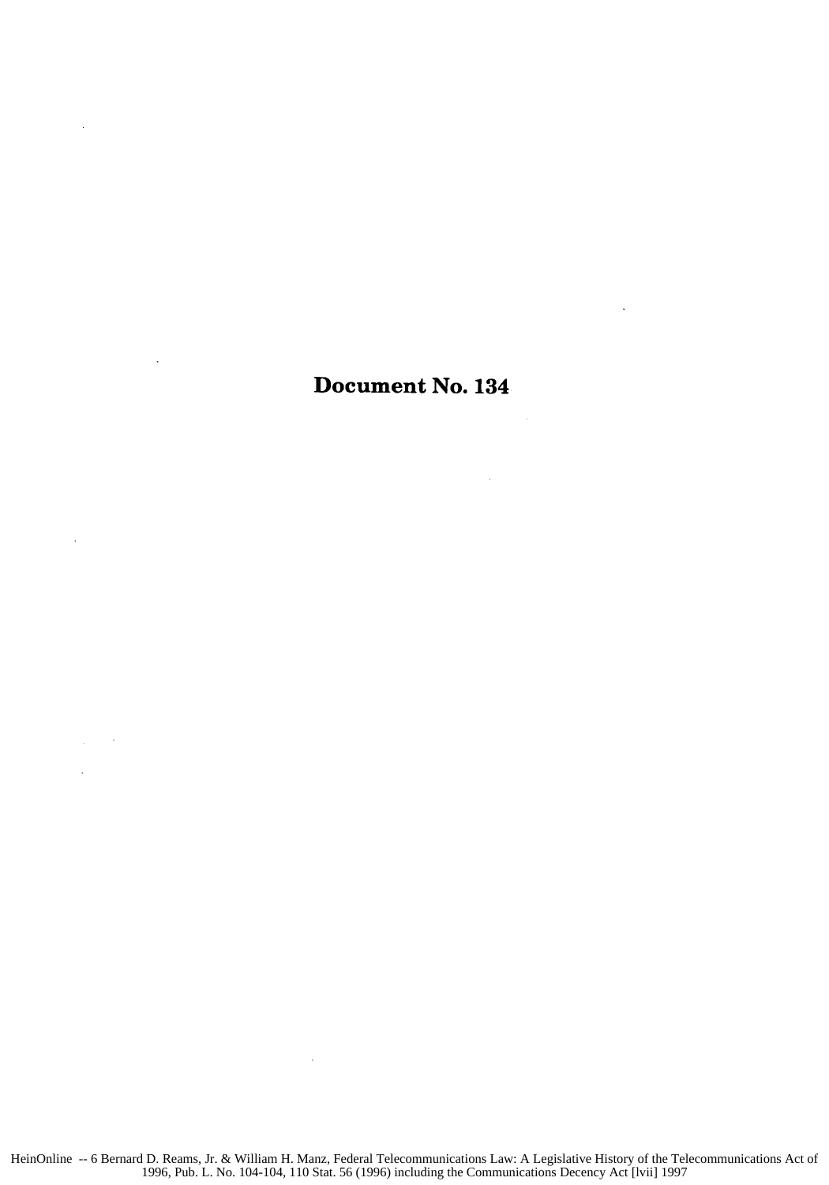# Document No. 134